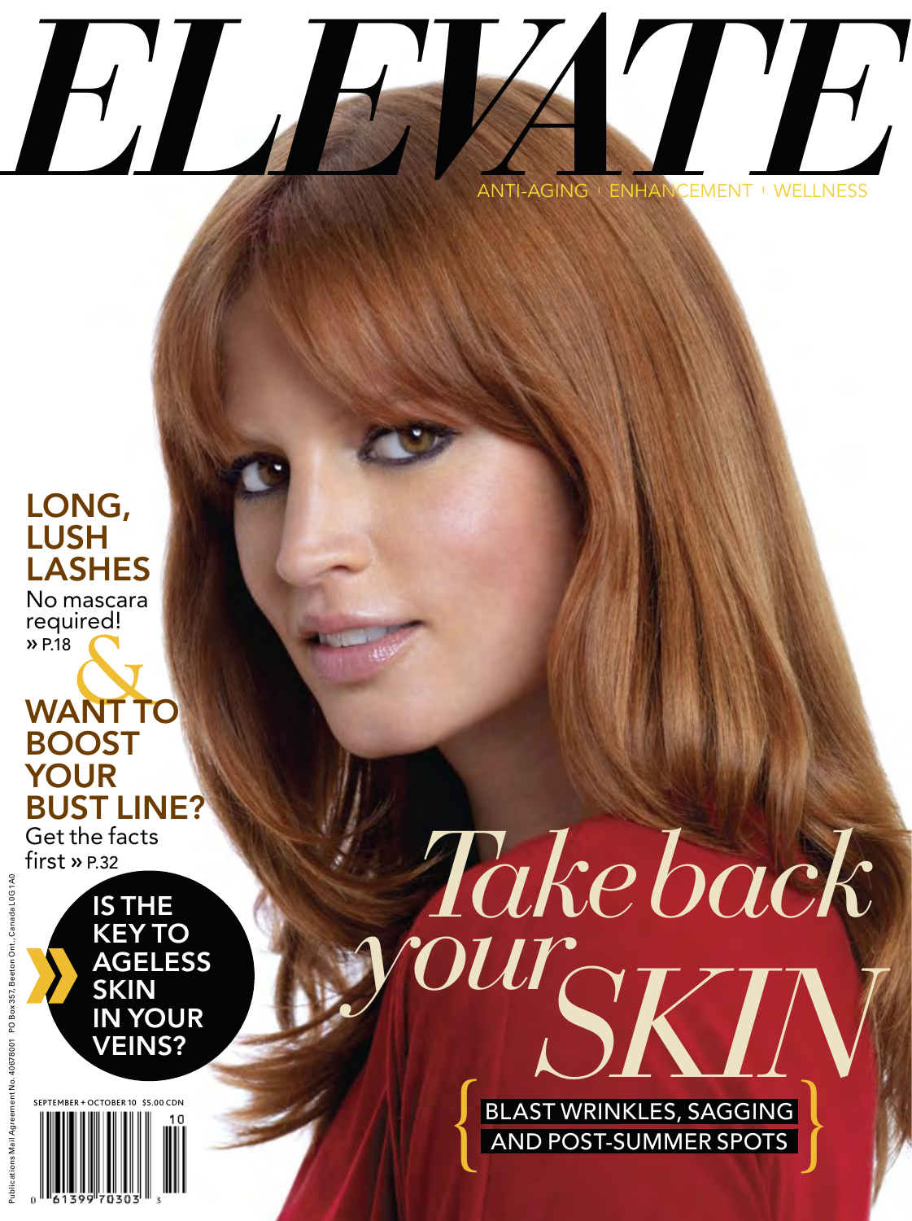# ELEVATE

ANTI-AGING | ENHANCEMENT | WELLNESS

## LONG, LUSH LASHES

No mascara required! » P.18

&

## WANT TO BOOST YOUR BUST LINE?

Get the facts first » P.32

## IS THE KEY TO AGELESS SKIN IN YOUR VEINS?

# *Take back your* SKIN

{ BLAST WRINKLES, SAGGING AND POST-SUMMER SPOTS }

SEPTEMBER + OCTOBER 10 $5.00 CDN

Publications Mail Agreement No. 40678001 PO Box 357, Beeton Ont., Canada L0G 1A0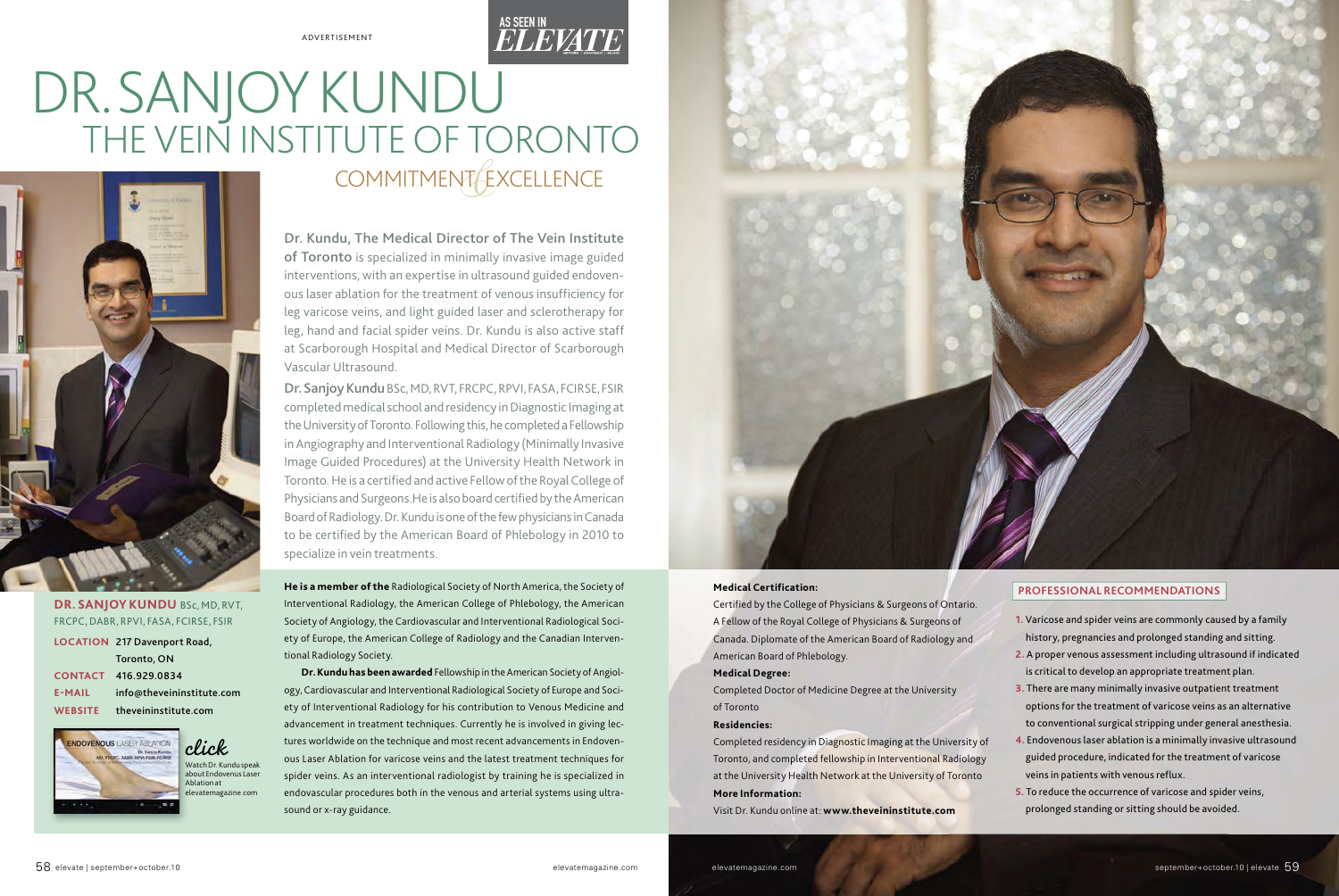ADVERTISEMENT

AS SEEN IN ELEVATE

# DR. SANJOY KUNDU

## THE VEIN INSTITUTE OF TORONTO

### COMMITMENT & EXCELLENCE

**DR. SANJOY KUNDU** BSc, MD, RVT, FRCPC, DABR, RPVI, FASA, FCIRSE, FSIR

**LOCATION** 217 Davenport Road, Toronto, ON

**CONTACT** 416.929.0834

**E-MAIL** info@theveininstitute.com

**WEBSITE** theveininstitute.com

*click*
Watch Dr. Kundu speak about Endovenus Laser Ablation at elevatemagazine.com

Dr. Kundu, The Medical Director of The Vein Institute of Toronto is specialized in minimally invasive image guided interventions, with an expertise in ultrasound guided endovenous laser ablation for the treatment of venous insufficiency for leg varicose veins, and light guided laser and sclerotherapy for leg, hand and facial spider veins. Dr. Kundu is also active staff at Scarborough Hospital and Medical Director of Scarborough Vascular Ultrasound.

**Dr. Sanjoy Kundu** BSc, MD, RVT, FRCPC, RPVI, FASA, FCIRSE, FSIR completed medical school and residency in Diagnostic Imaging at the University of Toronto. Following this, he completed a Fellowship in Angiography and Interventional Radiology (Minimally Invasive Image Guided Procedures) at the University Health Network in Toronto. He is a certified and active Fellow of the Royal College of Physicians and Surgeons. He is also board certified by the American Board of Radiology. Dr. Kundu is one of the few physicians in Canada to be certified by the American Board of Phlebology in 2010 to specialize in vein treatments.

**He is a member of the** Radiological Society of North America, the Society of Interventional Radiology, the American College of Phlebology, the American Society of Angiology, the Cardiovascular and Interventional Radiological Society of Europe, the American College of Radiology and the Canadian Interventional Radiology Society.

**Dr. Kundu has been awarded** Fellowship in the American Society of Angiology, Cardiovascular and Interventional Radiological Society of Europe and Society of Interventional Radiology for his contribution to Venous Medicine and advancement in treatment techniques. Currently he is involved in giving lectures worldwide on the technique and most recent advancements in Endovenous Laser Ablation for varicose veins and the latest treatment techniques for spider veins. As an interventional radiologist by training he is specialized in endovascular procedures both in the venous and arterial systems using ultrasound or x-ray guidance.

**Medical Certification:**
Certified by the College of Physicians & Surgeons of Ontario. A Fellow of the Royal College of Physicians & Surgeons of Canada. Diplomate of the American Board of Radiology and American Board of Phlebology.

**Medical Degree:**
Completed Doctor of Medicine Degree at the University of Toronto

**Residencies:**
Completed residency in Diagnostic Imaging at the University of Toronto, and completed fellowship in Interventional Radiology at the University Health Network at the University of Toronto

**More Information:**
Visit Dr. Kundu online at: **www.theveininstitute.com**

**PROFESSIONAL RECOMMENDATIONS**

1. Varicose and spider veins are commonly caused by a family history, pregnancies and prolonged standing and sitting.
2. A proper venous assessment including ultrasound if indicated is critical to develop an appropriate treatment plan.
3. There are many minimally invasive outpatient treatment options for the treatment of varicose veins as an alternative to conventional surgical stripping under general anesthesia.
4. Endovenous laser ablation is a minimally invasive ultrasound guided procedure, indicated for the treatment of varicose veins in patients with venous reflux.
5. To reduce the occurrence of varicose and spider veins, prolonged standing or sitting should be avoided.